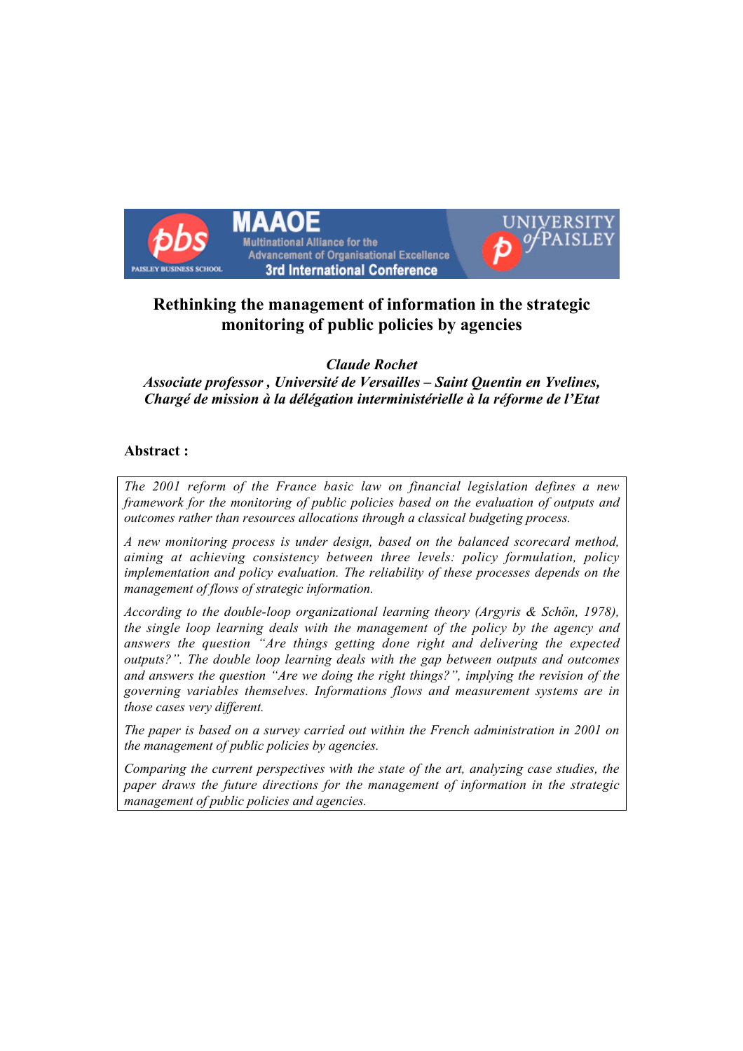# Rethinking the management of information in the strategic monitoring of public policies by agencies

***Claude Rochet***
***Associate professor , Université de Versailles – Saint Quentin en Yvelines, Chargé de mission à la délégation interministérielle à la réforme de l'Etat***

## Abstract :

*The 2001 reform of the France basic law on financial legislation defines a new framework for the monitoring of public policies based on the evaluation of outputs and outcomes rather than resources allocations through a classical budgeting process.*

*A new monitoring process is under design, based on the balanced scorecard method, aiming at achieving consistency between three levels: policy formulation, policy implementation and policy evaluation. The reliability of these processes depends on the management of flows of strategic information.*

*According to the double-loop organizational learning theory (Argyris & Schön, 1978), the single loop learning deals with the management of the policy by the agency and answers the question "Are things getting done right and delivering the expected outputs?". The double loop learning deals with the gap between outputs and outcomes and answers the question "Are we doing the right things?", implying the revision of the governing variables themselves. Informations flows and measurement systems are in those cases very different.*

*The paper is based on a survey carried out within the French administration in 2001 on the management of public policies by agencies.*

*Comparing the current perspectives with the state of the art, analyzing case studies, the paper draws the future directions for the management of information in the strategic management of public policies and agencies.*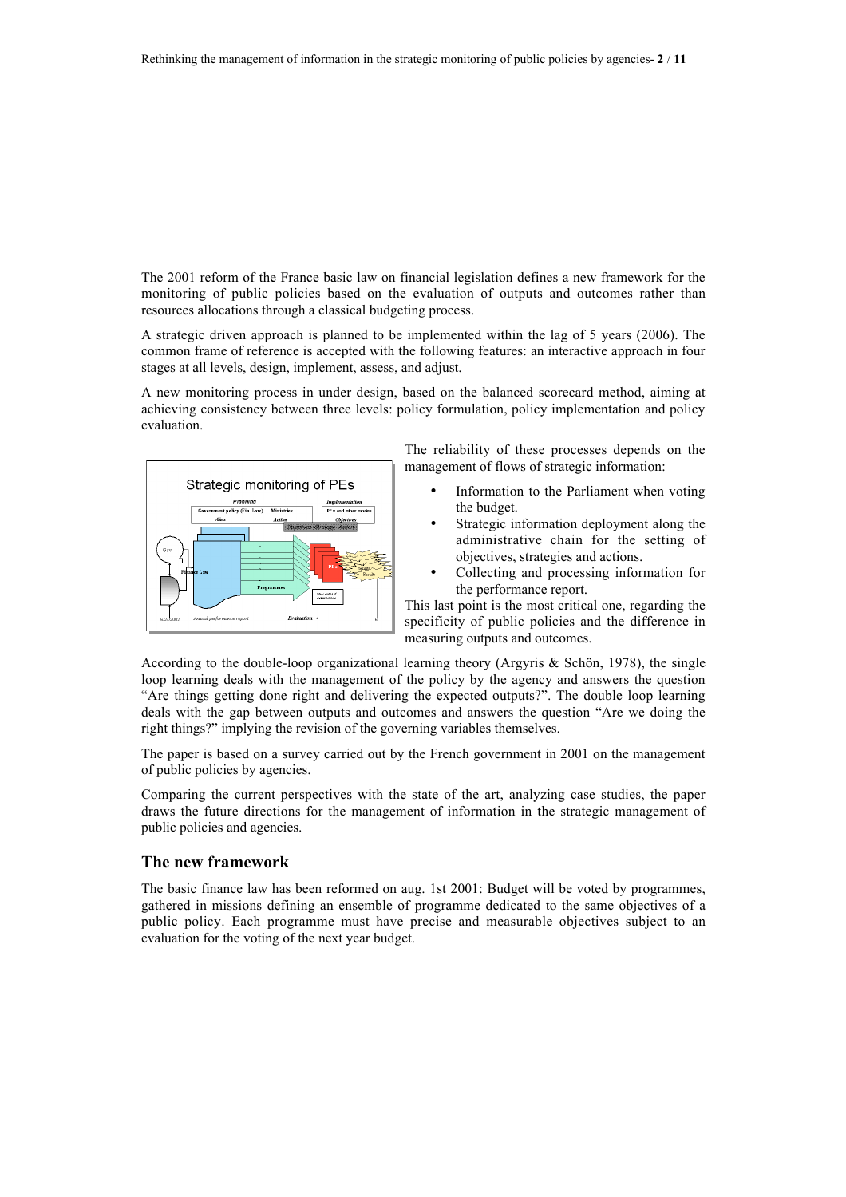The 2001 reform of the France basic law on financial legislation defines a new framework for the monitoring of public policies based on the evaluation of outputs and outcomes rather than resources allocations through a classical budgeting process.

A strategic driven approach is planned to be implemented within the lag of 5 years (2006). The common frame of reference is accepted with the following features: an interactive approach in four stages at all levels, design, implement, assess, and adjust.

A new monitoring process in under design, based on the balanced scorecard method, aiming at achieving consistency between three levels: policy formulation, policy implementation and policy evaluation.

The reliability of these processes depends on the management of flows of strategic information:

- Information to the Parliament when voting the budget.
- Strategic information deployment along the administrative chain for the setting of objectives, strategies and actions.
- Collecting and processing information for the performance report.

This last point is the most critical one, regarding the specificity of public policies and the difference in measuring outputs and outcomes.

According to the double-loop organizational learning theory (Argyris & Schön, 1978), the single loop learning deals with the management of the policy by the agency and answers the question "Are things getting done right and delivering the expected outputs?". The double loop learning deals with the gap between outputs and outcomes and answers the question "Are we doing the right things?" implying the revision of the governing variables themselves.

The paper is based on a survey carried out by the French government in 2001 on the management of public policies by agencies.

Comparing the current perspectives with the state of the art, analyzing case studies, the paper draws the future directions for the management of information in the strategic management of public policies and agencies.

## The new framework

The basic finance law has been reformed on aug. 1st 2001: Budget will be voted by programmes, gathered in missions defining an ensemble of programme dedicated to the same objectives of a public policy. Each programme must have precise and measurable objectives subject to an evaluation for the voting of the next year budget.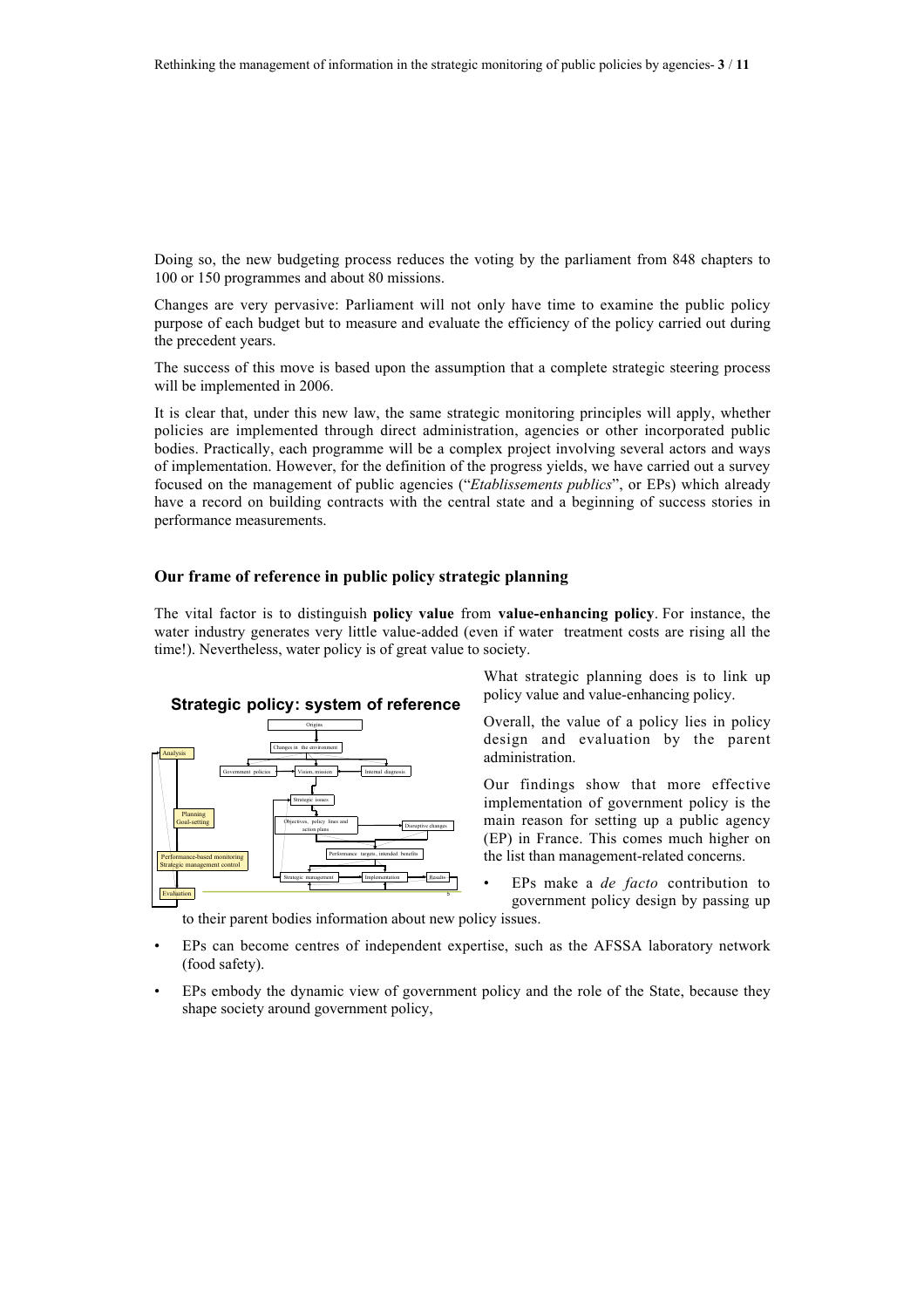Doing so, the new budgeting process reduces the voting by the parliament from 848 chapters to 100 or 150 programmes and about 80 missions.

Changes are very pervasive: Parliament will not only have time to examine the public policy purpose of each budget but to measure and evaluate the efficiency of the policy carried out during the precedent years.

The success of this move is based upon the assumption that a complete strategic steering process will be implemented in 2006.

It is clear that, under this new law, the same strategic monitoring principles will apply, whether policies are implemented through direct administration, agencies or other incorporated public bodies. Practically, each programme will be a complex project involving several actors and ways of implementation. However, for the definition of the progress yields, we have carried out a survey focused on the management of public agencies ("*Etablissements publics*", or EPs) which already have a record on building contracts with the central state and a beginning of success stories in performance measurements.

## Our frame of reference in public policy strategic planning

The vital factor is to distinguish **policy value** from **value-enhancing policy**. For instance, the water industry generates very little value-added (even if water treatment costs are rising all the time!). Nevertheless, water policy is of great value to society.

**Strategic policy: system of reference**

Origins → Changes in the environment → Government policies / Vision, mission / Internal diagnosis → Strategic issues → Objectives, policy lines and action plans → Disruptive changes → Performance targets, intended benefits → Strategic management → Implementation → Results

Analysis — Planning Goal-setting — Performance-based monitoring Strategic management control — Evaluation

What strategic planning does is to link up policy value and value-enhancing policy.

Overall, the value of a policy lies in policy design and evaluation by the parent administration.

Our findings show that more effective implementation of government policy is the main reason for setting up a public agency (EP) in France. This comes much higher on the list than management-related concerns.

- EPs make a *de facto* contribution to government policy design by passing up to their parent bodies information about new policy issues.
- EPs can become centres of independent expertise, such as the AFSSA laboratory network (food safety).
- EPs embody the dynamic view of government policy and the role of the State, because they shape society around government policy,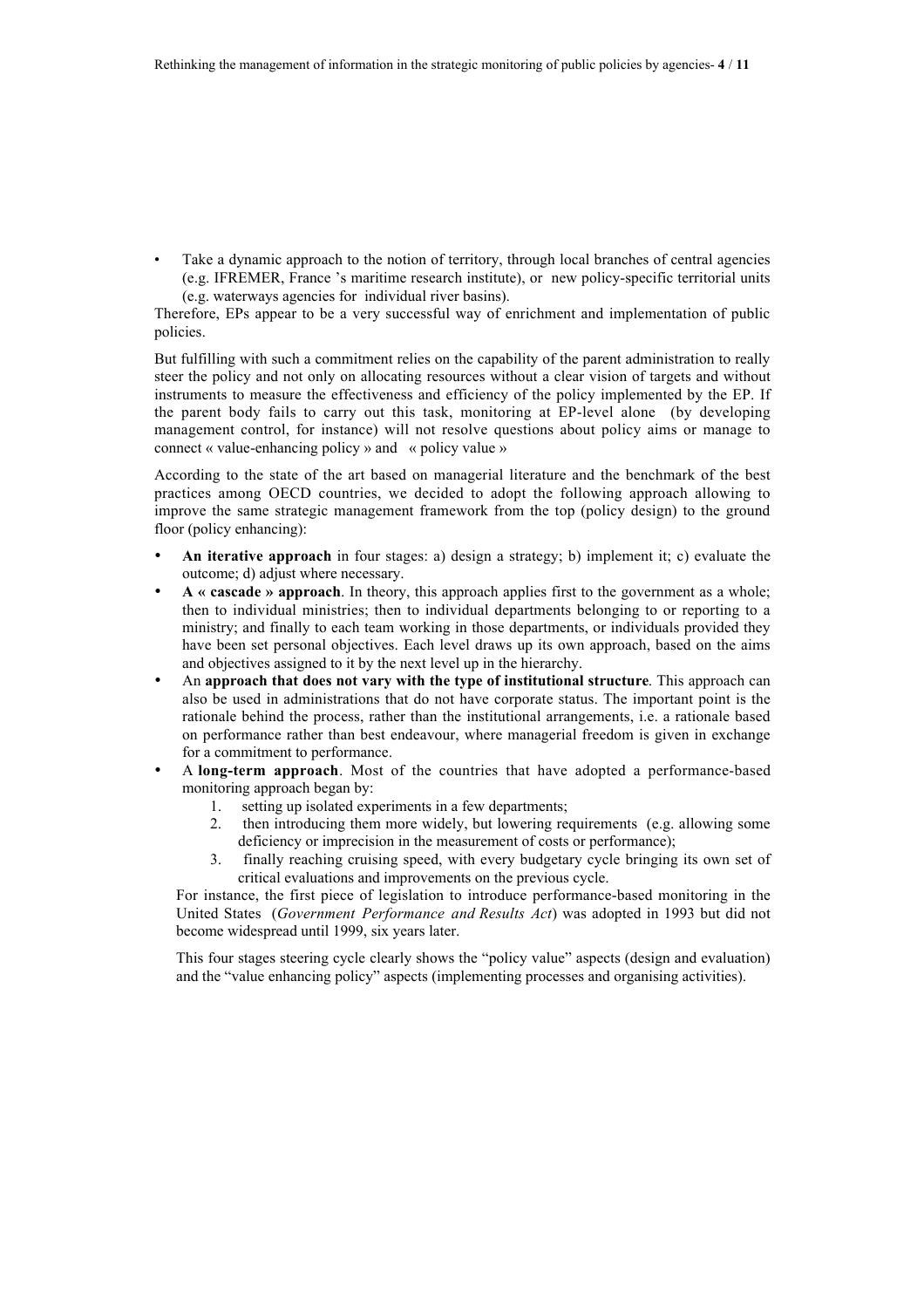- Take a dynamic approach to the notion of territory, through local branches of central agencies (e.g. IFREMER, France 's maritime research institute), or new policy-specific territorial units (e.g. waterways agencies for individual river basins).

Therefore, EPs appear to be a very successful way of enrichment and implementation of public policies.

But fulfilling with such a commitment relies on the capability of the parent administration to really steer the policy and not only on allocating resources without a clear vision of targets and without instruments to measure the effectiveness and efficiency of the policy implemented by the EP. If the parent body fails to carry out this task, monitoring at EP-level alone (by developing management control, for instance) will not resolve questions about policy aims or manage to connect « value-enhancing policy » and « policy value »

According to the state of the art based on managerial literature and the benchmark of the best practices among OECD countries, we decided to adopt the following approach allowing to improve the same strategic management framework from the top (policy design) to the ground floor (policy enhancing):

- **An iterative approach** in four stages: a) design a strategy; b) implement it; c) evaluate the outcome; d) adjust where necessary.
- **A « cascade » approach**. In theory, this approach applies first to the government as a whole; then to individual ministries; then to individual departments belonging to or reporting to a ministry; and finally to each team working in those departments, or individuals provided they have been set personal objectives. Each level draws up its own approach, based on the aims and objectives assigned to it by the next level up in the hierarchy.
- An **approach that does not vary with the type of institutional structure**. This approach can also be used in administrations that do not have corporate status. The important point is the rationale behind the process, rather than the institutional arrangements, i.e. a rationale based on performance rather than best endeavour, where managerial freedom is given in exchange for a commitment to performance.
- A **long-term approach**. Most of the countries that have adopted a performance-based monitoring approach began by:
  1. setting up isolated experiments in a few departments;
  2. then introducing them more widely, but lowering requirements (e.g. allowing some deficiency or imprecision in the measurement of costs or performance);
  3. finally reaching cruising speed, with every budgetary cycle bringing its own set of critical evaluations and improvements on the previous cycle.

  For instance, the first piece of legislation to introduce performance-based monitoring in the United States (*Government Performance and Results Act*) was adopted in 1993 but did not become widespread until 1999, six years later.

  This four stages steering cycle clearly shows the "policy value" aspects (design and evaluation) and the "value enhancing policy" aspects (implementing processes and organising activities).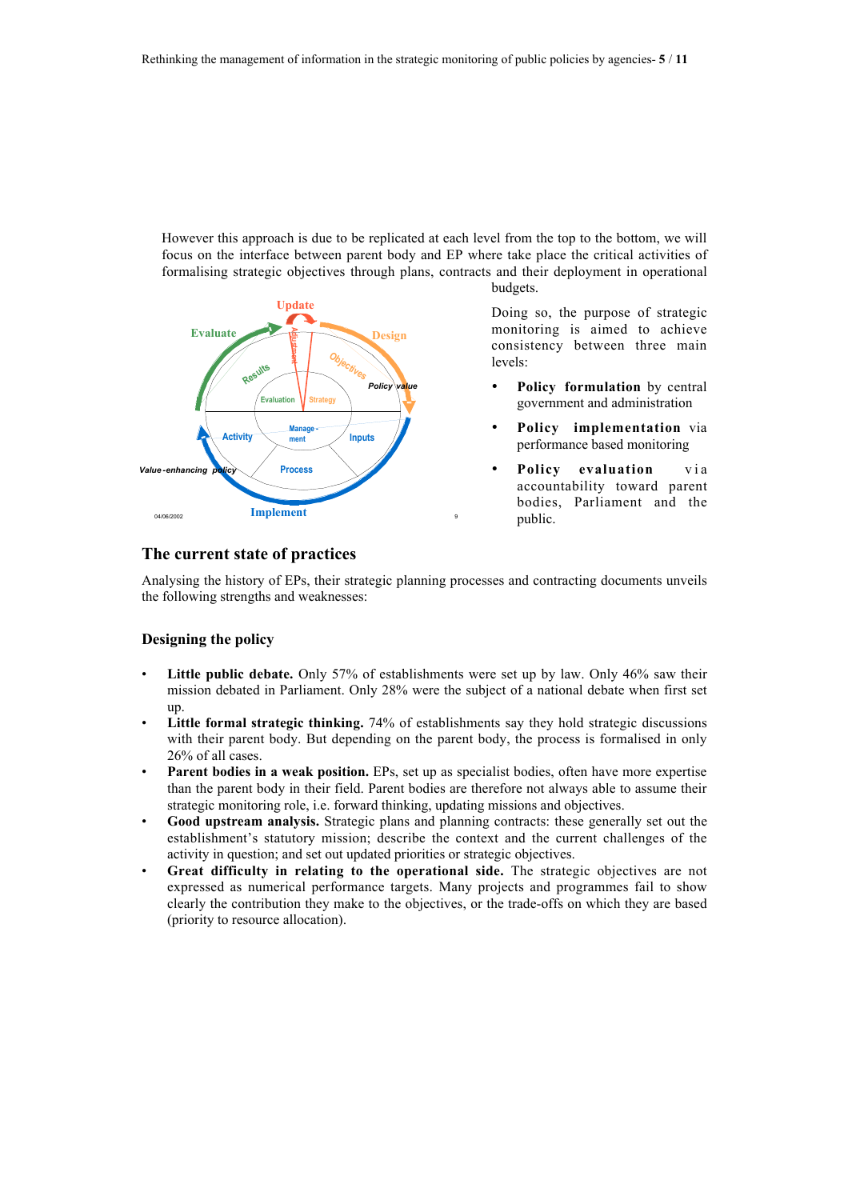However this approach is due to be replicated at each level from the top to the bottom, we will focus on the interface between parent body and EP where take place the critical activities of formalising strategic objectives through plans, contracts and their deployment in operational budgets.

Doing so, the purpose of strategic monitoring is aimed to achieve consistency between three main levels:

- **Policy formulation** by central government and administration
- **Policy implementation** via performance based monitoring
- **Policy evaluation** via accountability toward parent bodies, Parliament and the public.

## The current state of practices

Analysing the history of EPs, their strategic planning processes and contracting documents unveils the following strengths and weaknesses:

### Designing the policy

- **Little public debate.** Only 57% of establishments were set up by law. Only 46% saw their mission debated in Parliament. Only 28% were the subject of a national debate when first set up.
- **Little formal strategic thinking.** 74% of establishments say they hold strategic discussions with their parent body. But depending on the parent body, the process is formalised in only 26% of all cases.
- **Parent bodies in a weak position.** EPs, set up as specialist bodies, often have more expertise than the parent body in their field. Parent bodies are therefore not always able to assume their strategic monitoring role, i.e. forward thinking, updating missions and objectives.
- **Good upstream analysis.** Strategic plans and planning contracts: these generally set out the establishment's statutory mission; describe the context and the current challenges of the activity in question; and set out updated priorities or strategic objectives.
- **Great difficulty in relating to the operational side.** The strategic objectives are not expressed as numerical performance targets. Many projects and programmes fail to show clearly the contribution they make to the objectives, or the trade-offs on which they are based (priority to resource allocation).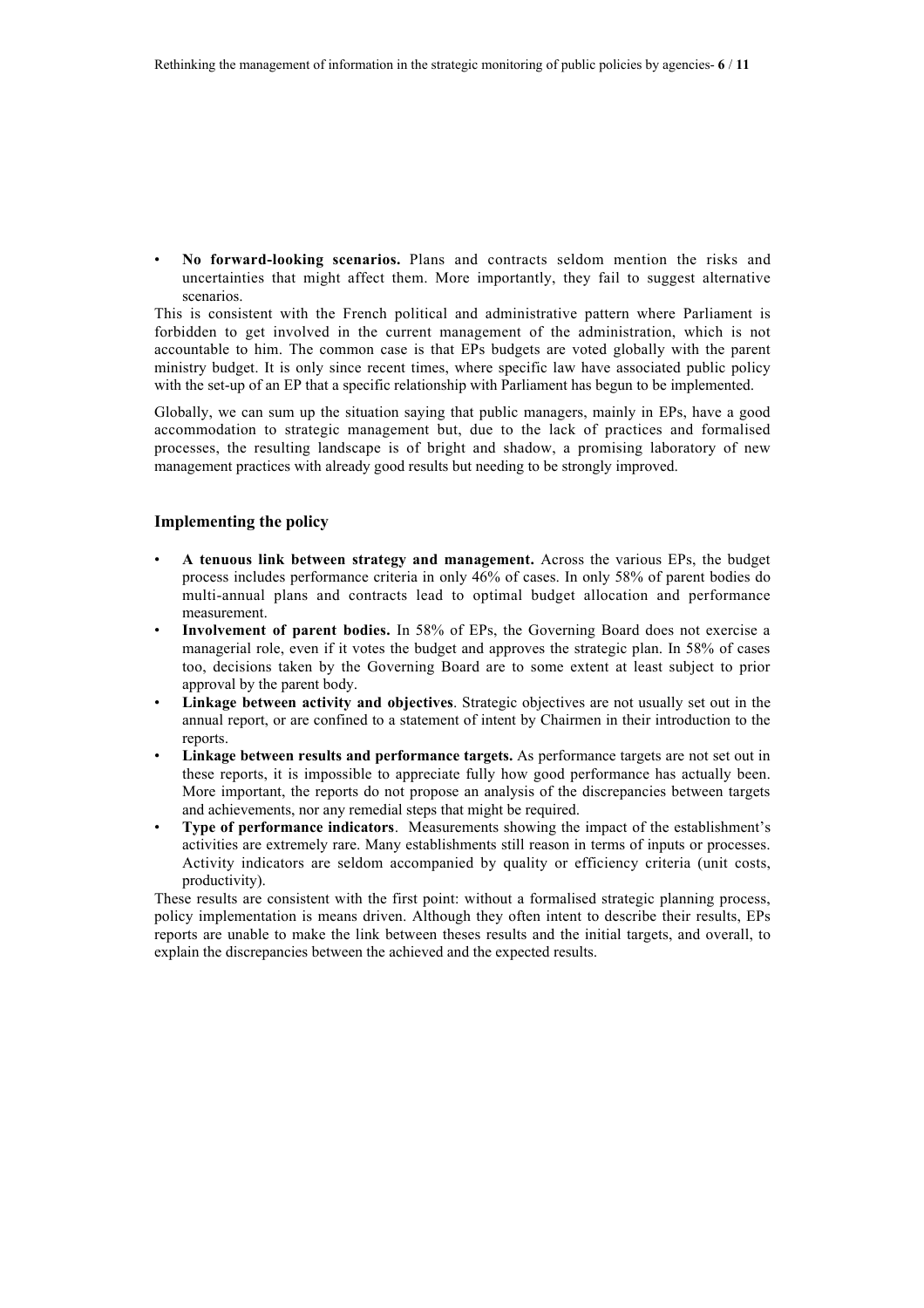- **No forward-looking scenarios.** Plans and contracts seldom mention the risks and uncertainties that might affect them. More importantly, they fail to suggest alternative scenarios.

This is consistent with the French political and administrative pattern where Parliament is forbidden to get involved in the current management of the administration, which is not accountable to him. The common case is that EPs budgets are voted globally with the parent ministry budget. It is only since recent times, where specific law have associated public policy with the set-up of an EP that a specific relationship with Parliament has begun to be implemented.

Globally, we can sum up the situation saying that public managers, mainly in EPs, have a good accommodation to strategic management but, due to the lack of practices and formalised processes, the resulting landscape is of bright and shadow, a promising laboratory of new management practices with already good results but needing to be strongly improved.

### Implementing the policy

- **A tenuous link between strategy and management.** Across the various EPs, the budget process includes performance criteria in only 46% of cases. In only 58% of parent bodies do multi-annual plans and contracts lead to optimal budget allocation and performance measurement.
- **Involvement of parent bodies.** In 58% of EPs, the Governing Board does not exercise a managerial role, even if it votes the budget and approves the strategic plan. In 58% of cases too, decisions taken by the Governing Board are to some extent at least subject to prior approval by the parent body.
- **Linkage between activity and objectives**. Strategic objectives are not usually set out in the annual report, or are confined to a statement of intent by Chairmen in their introduction to the reports.
- **Linkage between results and performance targets.** As performance targets are not set out in these reports, it is impossible to appreciate fully how good performance has actually been. More important, the reports do not propose an analysis of the discrepancies between targets and achievements, nor any remedial steps that might be required.
- **Type of performance indicators**. Measurements showing the impact of the establishment's activities are extremely rare. Many establishments still reason in terms of inputs or processes. Activity indicators are seldom accompanied by quality or efficiency criteria (unit costs, productivity).

These results are consistent with the first point: without a formalised strategic planning process, policy implementation is means driven. Although they often intent to describe their results, EPs reports are unable to make the link between theses results and the initial targets, and overall, to explain the discrepancies between the achieved and the expected results.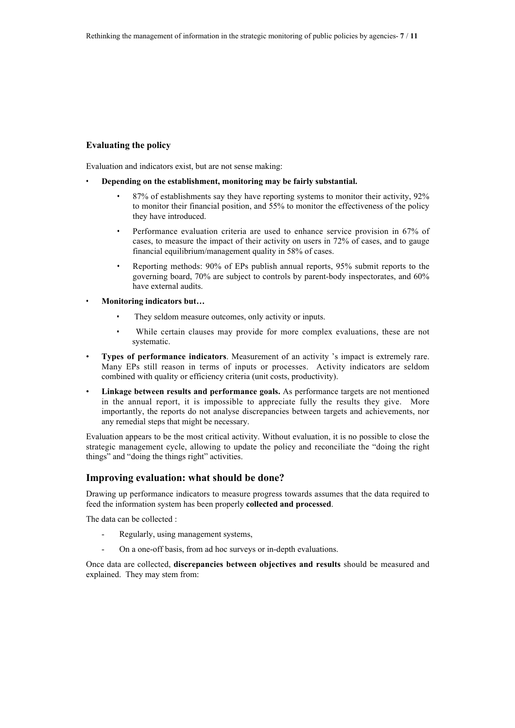### Evaluating the policy

Evaluation and indicators exist, but are not sense making:

- **Depending on the establishment, monitoring may be fairly substantial.**
  - 87% of establishments say they have reporting systems to monitor their activity, 92% to monitor their financial position, and 55% to monitor the effectiveness of the policy they have introduced.
  - Performance evaluation criteria are used to enhance service provision in 67% of cases, to measure the impact of their activity on users in 72% of cases, and to gauge financial equilibrium/management quality in 58% of cases.
  - Reporting methods: 90% of EPs publish annual reports, 95% submit reports to the governing board, 70% are subject to controls by parent-body inspectorates, and 60% have external audits.
- **Monitoring indicators but…**
  - They seldom measure outcomes, only activity or inputs.
  - While certain clauses may provide for more complex evaluations, these are not systematic.
- **Types of performance indicators**. Measurement of an activity 's impact is extremely rare. Many EPs still reason in terms of inputs or processes. Activity indicators are seldom combined with quality or efficiency criteria (unit costs, productivity).
- **Linkage between results and performance goals.** As performance targets are not mentioned in the annual report, it is impossible to appreciate fully the results they give. More importantly, the reports do not analyse discrepancies between targets and achievements, nor any remedial steps that might be necessary.

Evaluation appears to be the most critical activity. Without evaluation, it is no possible to close the strategic management cycle, allowing to update the policy and reconciliate the "doing the right things" and "doing the things right" activities.

## Improving evaluation: what should be done?

Drawing up performance indicators to measure progress towards assumes that the data required to feed the information system has been properly **collected and processed**.

The data can be collected :

- Regularly, using management systems,
- On a one-off basis, from ad hoc surveys or in-depth evaluations.

Once data are collected, **discrepancies between objectives and results** should be measured and explained. They may stem from: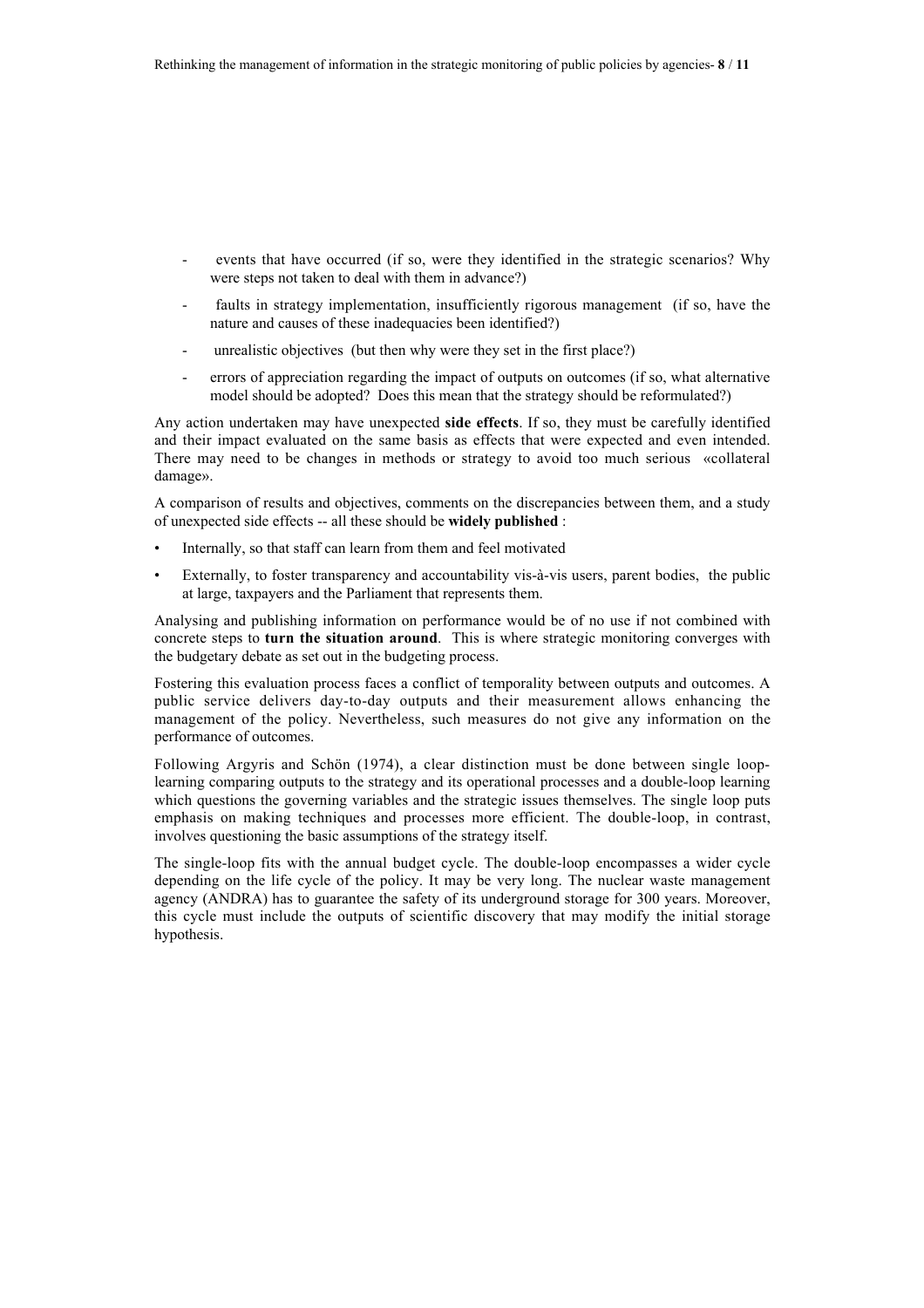- events that have occurred (if so, were they identified in the strategic scenarios? Why were steps not taken to deal with them in advance?)
- faults in strategy implementation, insufficiently rigorous management (if so, have the nature and causes of these inadequacies been identified?)
- unrealistic objectives (but then why were they set in the first place?)
- errors of appreciation regarding the impact of outputs on outcomes (if so, what alternative model should be adopted? Does this mean that the strategy should be reformulated?)

Any action undertaken may have unexpected **side effects**. If so, they must be carefully identified and their impact evaluated on the same basis as effects that were expected and even intended. There may need to be changes in methods or strategy to avoid too much serious «collateral damage».

A comparison of results and objectives, comments on the discrepancies between them, and a study of unexpected side effects -- all these should be **widely published** :

- Internally, so that staff can learn from them and feel motivated
- Externally, to foster transparency and accountability vis-à-vis users, parent bodies, the public at large, taxpayers and the Parliament that represents them.

Analysing and publishing information on performance would be of no use if not combined with concrete steps to **turn the situation around**. This is where strategic monitoring converges with the budgetary debate as set out in the budgeting process.

Fostering this evaluation process faces a conflict of temporality between outputs and outcomes. A public service delivers day-to-day outputs and their measurement allows enhancing the management of the policy. Nevertheless, such measures do not give any information on the performance of outcomes.

Following Argyris and Schön (1974), a clear distinction must be done between single loop-learning comparing outputs to the strategy and its operational processes and a double-loop learning which questions the governing variables and the strategic issues themselves. The single loop puts emphasis on making techniques and processes more efficient. The double-loop, in contrast, involves questioning the basic assumptions of the strategy itself.

The single-loop fits with the annual budget cycle. The double-loop encompasses a wider cycle depending on the life cycle of the policy. It may be very long. The nuclear waste management agency (ANDRA) has to guarantee the safety of its underground storage for 300 years. Moreover, this cycle must include the outputs of scientific discovery that may modify the initial storage hypothesis.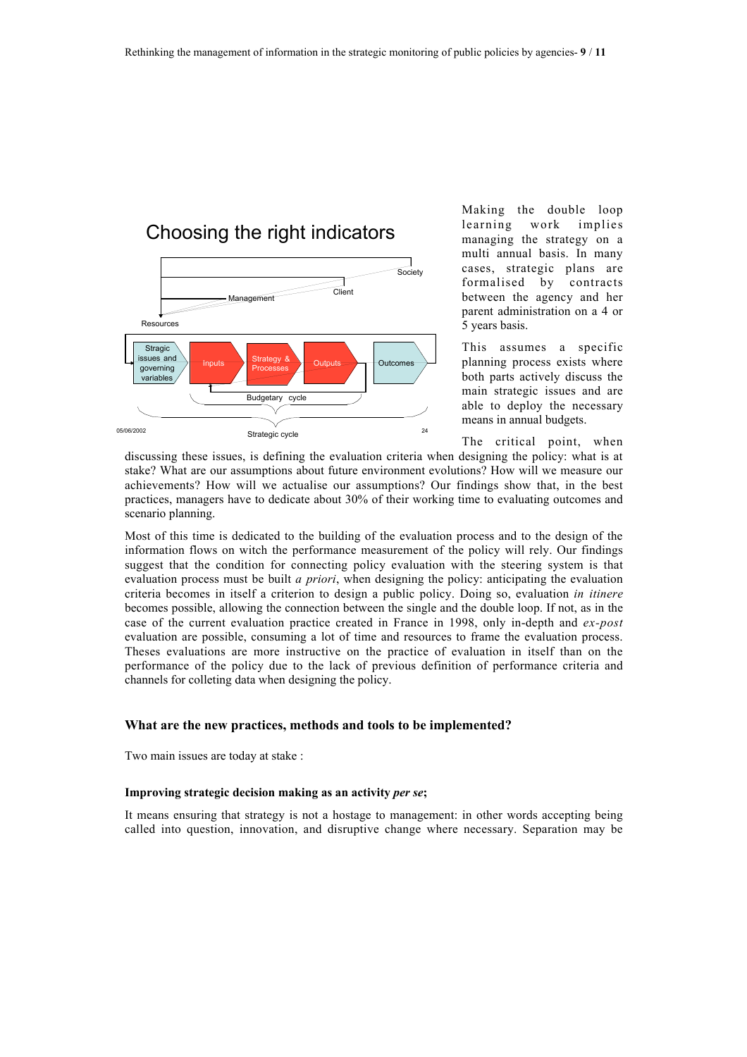Making the double loop learning work implies managing the strategy on a multi annual basis. In many cases, strategic plans are formalised by contracts between the agency and her parent administration on a 4 or 5 years basis.

This assumes a specific planning process exists where both parts actively discuss the main strategic issues and are able to deploy the necessary means in annual budgets.

The critical point, when discussing these issues, is defining the evaluation criteria when designing the policy: what is at stake? What are our assumptions about future environment evolutions? How will we measure our achievements? How will we actualise our assumptions? Our findings show that, in the best practices, managers have to dedicate about 30% of their working time to evaluating outcomes and scenario planning.

Most of this time is dedicated to the building of the evaluation process and to the design of the information flows on witch the performance measurement of the policy will rely. Our findings suggest that the condition for connecting policy evaluation with the steering system is that evaluation process must be built *a priori*, when designing the policy: anticipating the evaluation criteria becomes in itself a criterion to design a public policy. Doing so, evaluation *in itinere* becomes possible, allowing the connection between the single and the double loop. If not, as in the case of the current evaluation practice created in France in 1998, only in-depth and *ex-post* evaluation are possible, consuming a lot of time and resources to frame the evaluation process. Theses evaluations are more instructive on the practice of evaluation in itself than on the performance of the policy due to the lack of previous definition of performance criteria and channels for colleting data when designing the policy.

### What are the new practices, methods and tools to be implemented?

Two main issues are today at stake :

#### Improving strategic decision making as an activity *per se*;

It means ensuring that strategy is not a hostage to management: in other words accepting being called into question, innovation, and disruptive change where necessary. Separation may be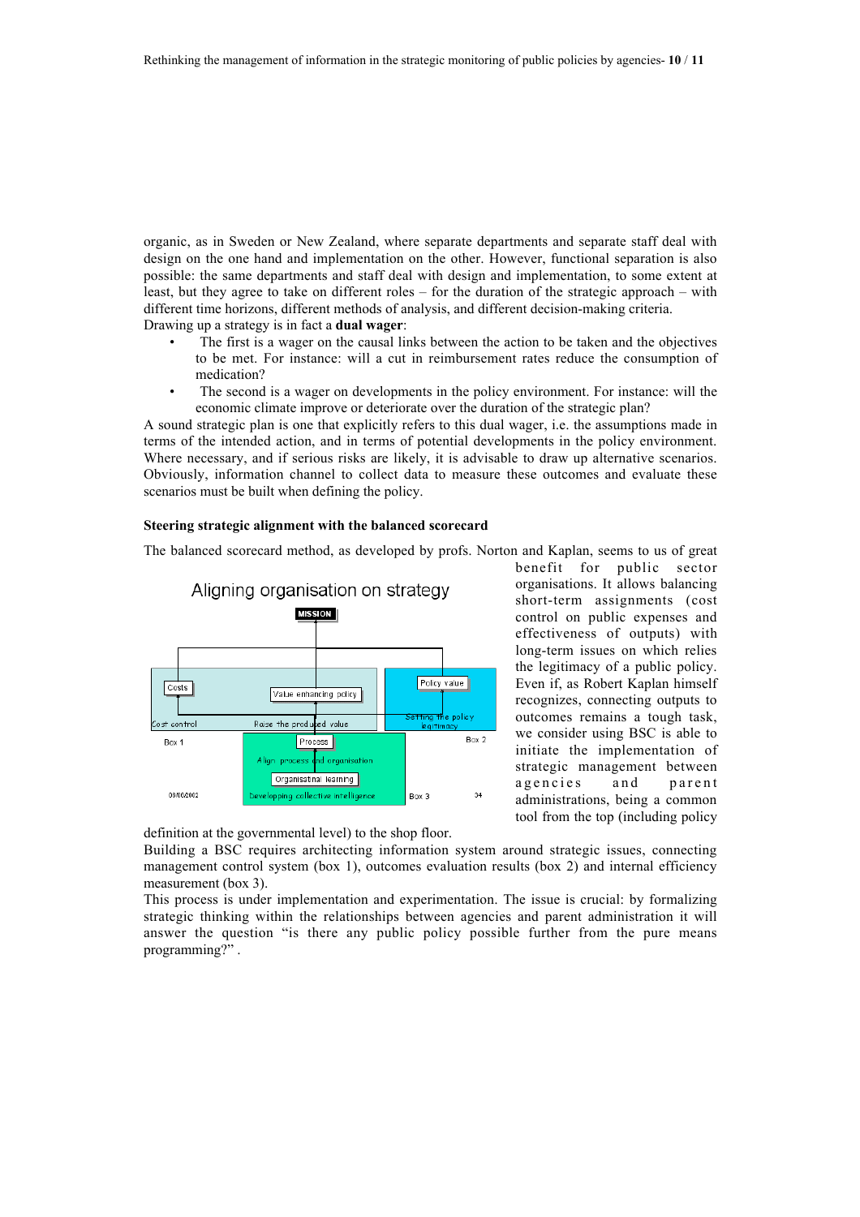organic, as in Sweden or New Zealand, where separate departments and separate staff deal with design on the one hand and implementation on the other. However, functional separation is also possible: the same departments and staff deal with design and implementation, to some extent at least, but they agree to take on different roles – for the duration of the strategic approach – with different time horizons, different methods of analysis, and different decision-making criteria.

Drawing up a strategy is in fact a **dual wager**:

- The first is a wager on the causal links between the action to be taken and the objectives to be met. For instance: will a cut in reimbursement rates reduce the consumption of medication?
- The second is a wager on developments in the policy environment. For instance: will the economic climate improve or deteriorate over the duration of the strategic plan?

A sound strategic plan is one that explicitly refers to this dual wager, i.e. the assumptions made in terms of the intended action, and in terms of potential developments in the policy environment. Where necessary, and if serious risks are likely, it is advisable to draw up alternative scenarios. Obviously, information channel to collect data to measure these outcomes and evaluate these scenarios must be built when defining the policy.

**Steering strategic alignment with the balanced scorecard**

The balanced scorecard method, as developed by profs. Norton and Kaplan, seems to us of great benefit for public sector organisations. It allows balancing short-term assignments (cost control on public expenses and effectiveness of outputs) with long-term issues on which relies the legitimacy of a public policy. Even if, as Robert Kaplan himself recognizes, connecting outputs to outcomes remains a tough task, we consider using BSC is able to initiate the implementation of strategic management between agencies and parent administrations, being a common tool from the top (including policy definition at the governmental level) to the shop floor.

Building a BSC requires architecting information system around strategic issues, connecting management control system (box 1), outcomes evaluation results (box 2) and internal efficiency measurement (box 3).

This process is under implementation and experimentation. The issue is crucial: by formalizing strategic thinking within the relationships between agencies and parent administration it will answer the question "is there any public policy possible further from the pure means programming?" .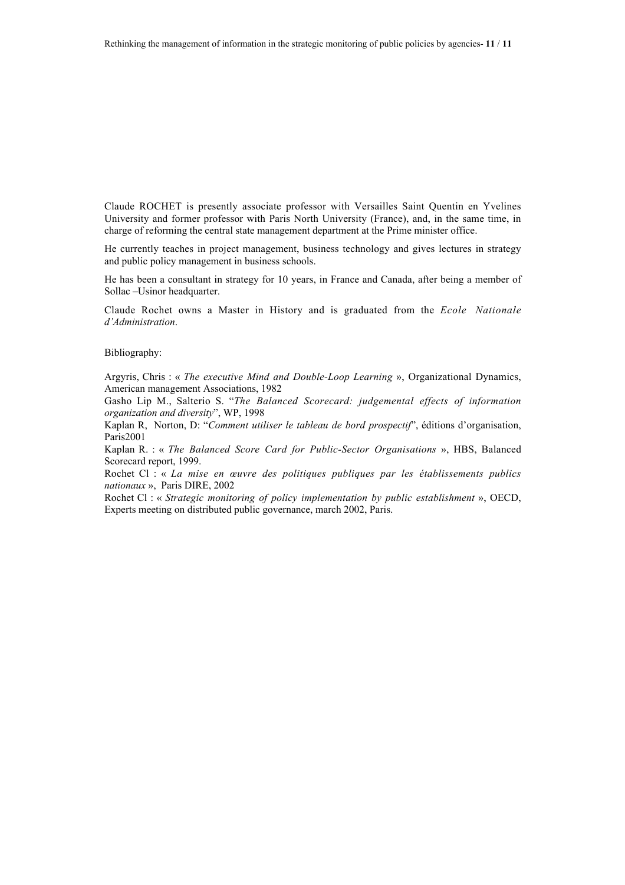Claude ROCHET is presently associate professor with Versailles Saint Quentin en Yvelines University and former professor with Paris North University (France), and, in the same time, in charge of reforming the central state management department at the Prime minister office.

He currently teaches in project management, business technology and gives lectures in strategy and public policy management in business schools.

He has been a consultant in strategy for 10 years, in France and Canada, after being a member of Sollac –Usinor headquarter.

Claude Rochet owns a Master in History and is graduated from the *Ecole Nationale d'Administration*.

Bibliography:

Argyris, Chris : « *The executive Mind and Double-Loop Learning* », Organizational Dynamics, American management Associations, 1982

Gasho Lip M., Salterio S. "*The Balanced Scorecard: judgemental effects of information organization and diversity*", WP, 1998

Kaplan R, Norton, D: "*Comment utiliser le tableau de bord prospectif*", éditions d'organisation, Paris2001

Kaplan R. : « *The Balanced Score Card for Public-Sector Organisations* », HBS, Balanced Scorecard report, 1999.

Rochet Cl : « *La mise en œuvre des politiques publiques par les établissements publics nationaux* », Paris DIRE, 2002

Rochet Cl : « *Strategic monitoring of policy implementation by public establishment* », OECD, Experts meeting on distributed public governance, march 2002, Paris.